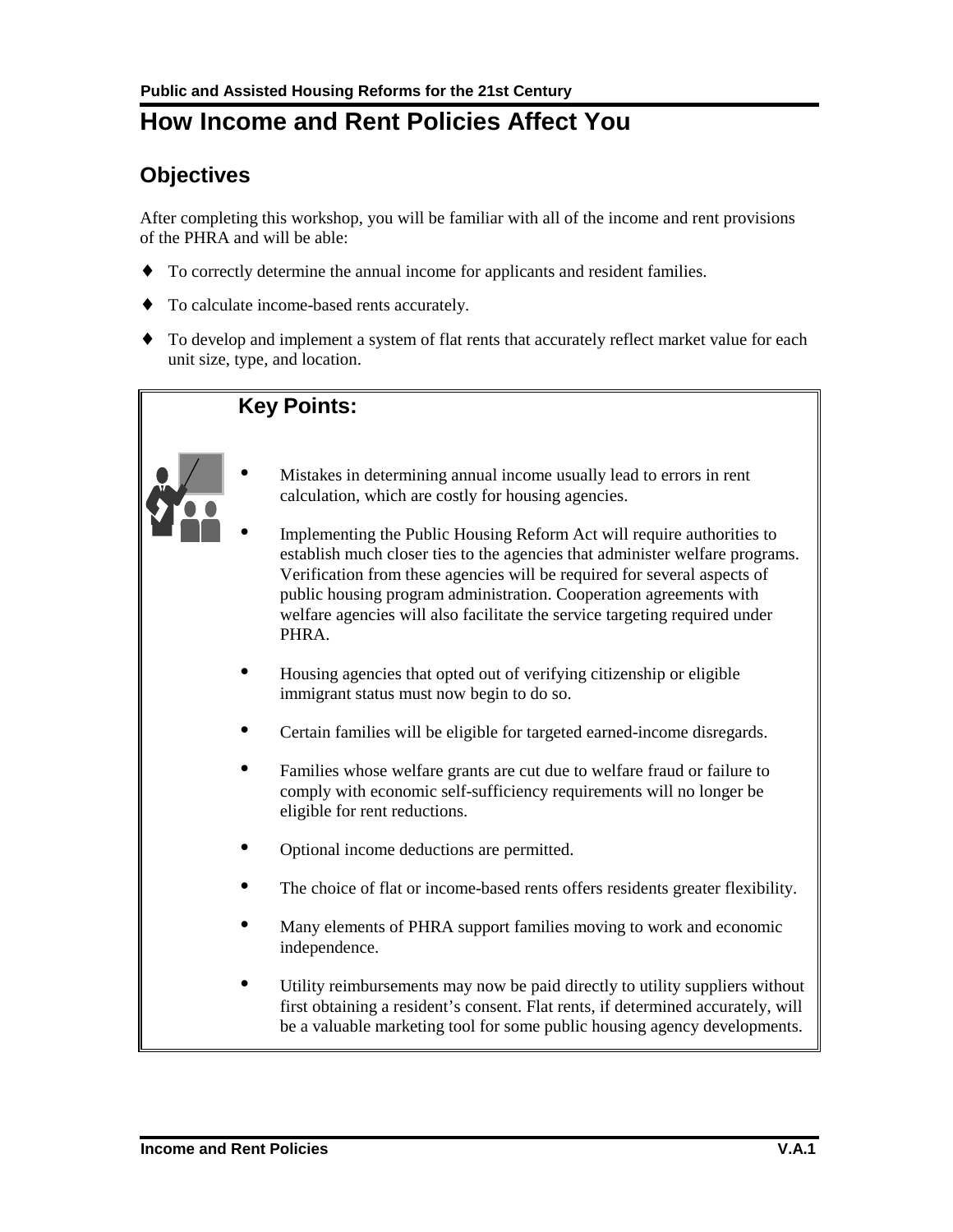# How Income and Rent Policies Affect You

## Objectives

After completing this workshop, you will be familiar with all of the income and rent provisions of the PHRA and will be able:

- To correctly determine the annual income for applicants and resident families.
- To calculate income-based rents accurately.
- To develop and implement a system of flat rents that accurately reflect market value for each unit size, type, and location.

### Key Points:

- Mistakes in determining annual income usually lead to errors in rent calculation, which are costly for housing agencies.
- Implementing the Public Housing Reform Act will require authorities to establish much closer ties to the agencies that administer welfare programs. Verification from these agencies will be required for several aspects of public housing program administration. Cooperation agreements with welfare agencies will also facilitate the service targeting required under PHRA.
- Housing agencies that opted out of verifying citizenship or eligible immigrant status must now begin to do so.
- Certain families will be eligible for targeted earned-income disregards.
- Families whose welfare grants are cut due to welfare fraud or failure to comply with economic self-sufficiency requirements will no longer be eligible for rent reductions.
- Optional income deductions are permitted.
- The choice of flat or income-based rents offers residents greater flexibility.
- Many elements of PHRA support families moving to work and economic independence.
- Utility reimbursements may now be paid directly to utility suppliers without first obtaining a resident's consent. Flat rents, if determined accurately, will be a valuable marketing tool for some public housing agency developments.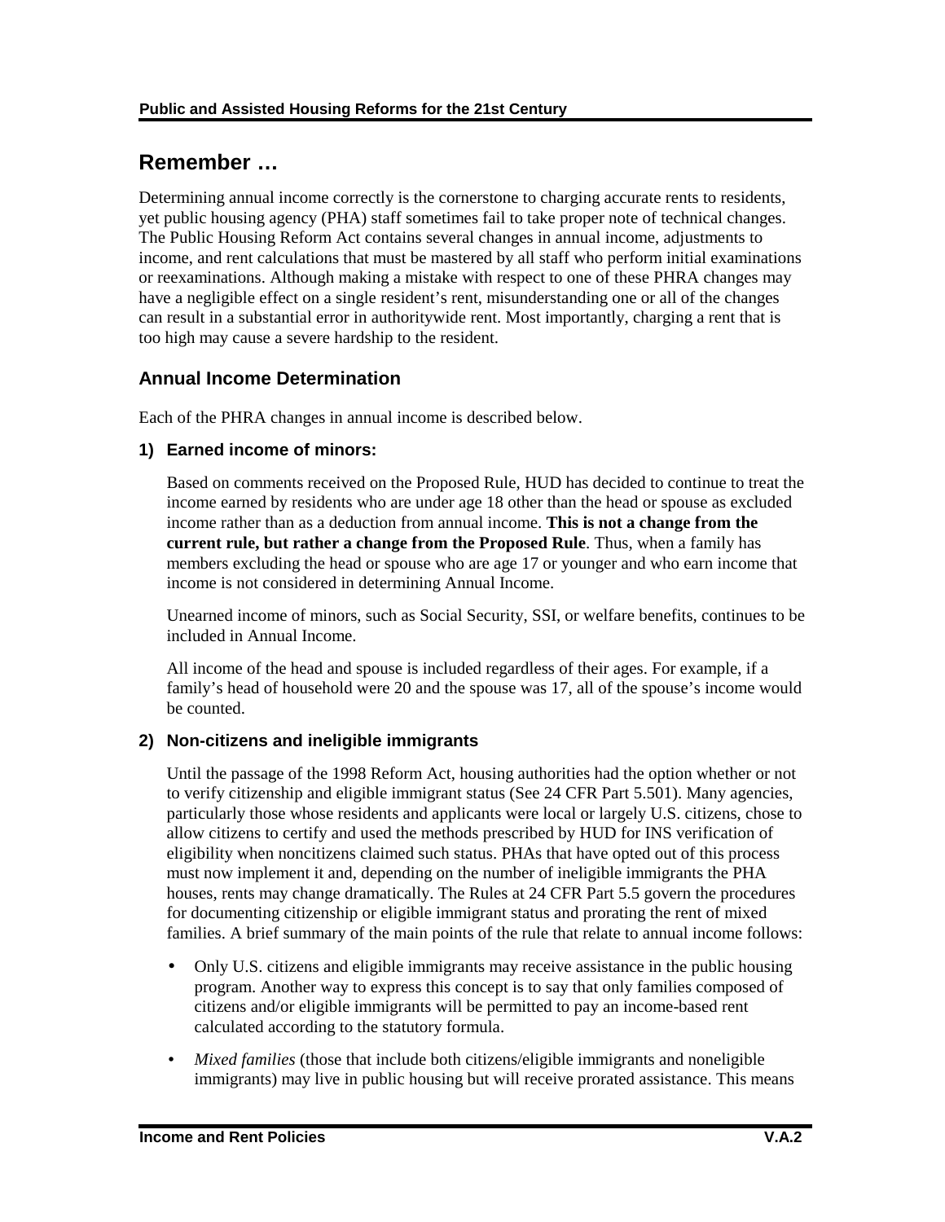## Remember …

Determining annual income correctly is the cornerstone to charging accurate rents to residents, yet public housing agency (PHA) staff sometimes fail to take proper note of technical changes. The Public Housing Reform Act contains several changes in annual income, adjustments to income, and rent calculations that must be mastered by all staff who perform initial examinations or reexaminations. Although making a mistake with respect to one of these PHRA changes may have a negligible effect on a single resident's rent, misunderstanding one or all of the changes can result in a substantial error in authoritywide rent. Most importantly, charging a rent that is too high may cause a severe hardship to the resident.

### Annual Income Determination

Each of the PHRA changes in annual income is described below.

#### 1) Earned income of minors:

Based on comments received on the Proposed Rule, HUD has decided to continue to treat the income earned by residents who are under age 18 other than the head or spouse as excluded income rather than as a deduction from annual income. **This is not a change from the current rule, but rather a change from the Proposed Rule**. Thus, when a family has members excluding the head or spouse who are age 17 or younger and who earn income that income is not considered in determining Annual Income.

Unearned income of minors, such as Social Security, SSI, or welfare benefits, continues to be included in Annual Income.

All income of the head and spouse is included regardless of their ages. For example, if a family's head of household were 20 and the spouse was 17, all of the spouse's income would be counted.

#### 2) Non-citizens and ineligible immigrants

Until the passage of the 1998 Reform Act, housing authorities had the option whether or not to verify citizenship and eligible immigrant status (See 24 CFR Part 5.501). Many agencies, particularly those whose residents and applicants were local or largely U.S. citizens, chose to allow citizens to certify and used the methods prescribed by HUD for INS verification of eligibility when noncitizens claimed such status. PHAs that have opted out of this process must now implement it and, depending on the number of ineligible immigrants the PHA houses, rents may change dramatically. The Rules at 24 CFR Part 5.5 govern the procedures for documenting citizenship or eligible immigrant status and prorating the rent of mixed families. A brief summary of the main points of the rule that relate to annual income follows:

- Only U.S. citizens and eligible immigrants may receive assistance in the public housing program. Another way to express this concept is to say that only families composed of citizens and/or eligible immigrants will be permitted to pay an income-based rent calculated according to the statutory formula.
- *Mixed families* (those that include both citizens/eligible immigrants and noneligible immigrants) may live in public housing but will receive prorated assistance. This means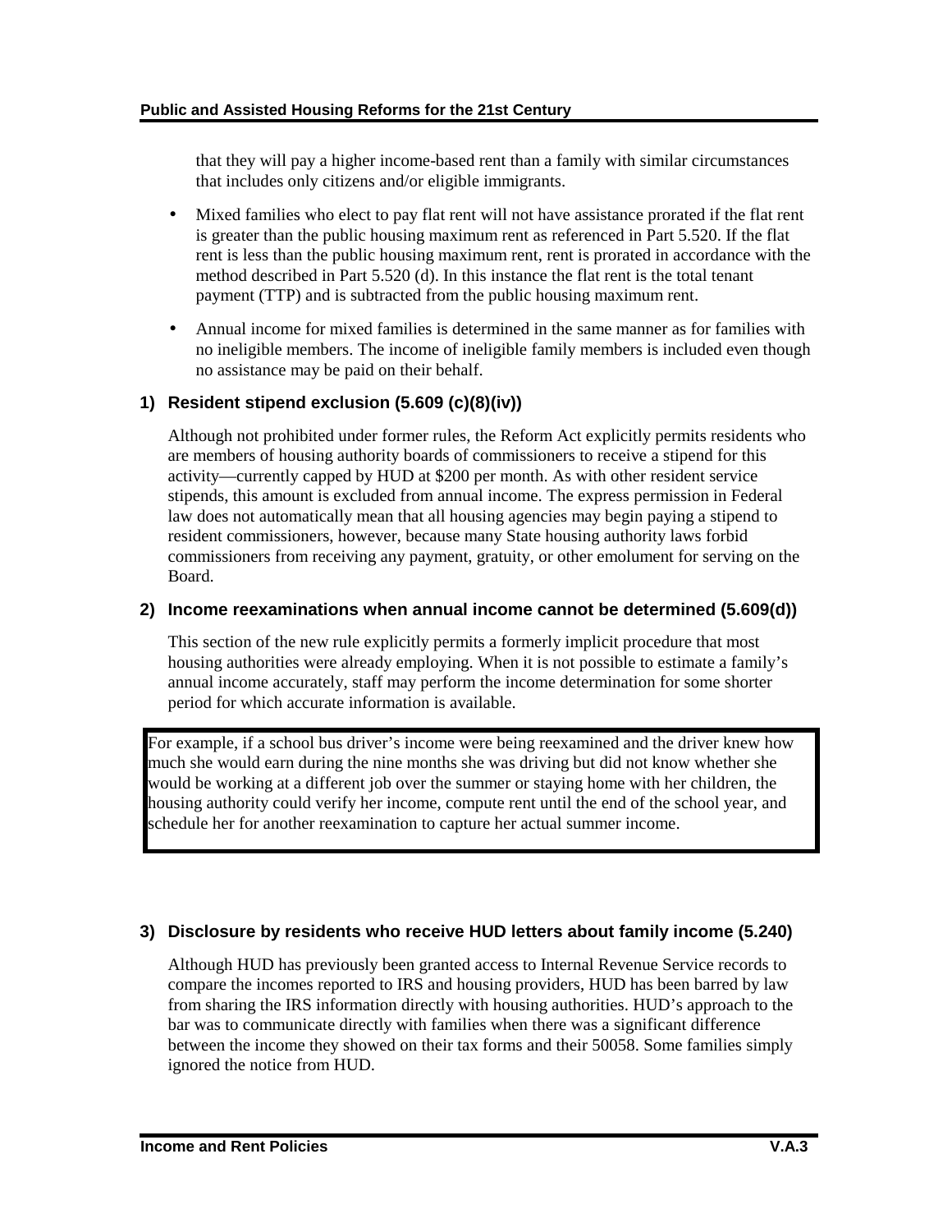that they will pay a higher income-based rent than a family with similar circumstances that includes only citizens and/or eligible immigrants.

- Mixed families who elect to pay flat rent will not have assistance prorated if the flat rent is greater than the public housing maximum rent as referenced in Part 5.520. If the flat rent is less than the public housing maximum rent, rent is prorated in accordance with the method described in Part 5.520 (d). In this instance the flat rent is the total tenant payment (TTP) and is subtracted from the public housing maximum rent.
- Annual income for mixed families is determined in the same manner as for families with no ineligible members. The income of ineligible family members is included even though no assistance may be paid on their behalf.

### 1) Resident stipend exclusion (5.609 (c)(8)(iv))

Although not prohibited under former rules, the Reform Act explicitly permits residents who are members of housing authority boards of commissioners to receive a stipend for this activity—currently capped by HUD at $200 per month. As with other resident service stipends, this amount is excluded from annual income. The express permission in Federal law does not automatically mean that all housing agencies may begin paying a stipend to resident commissioners, however, because many State housing authority laws forbid commissioners from receiving any payment, gratuity, or other emolument for serving on the Board.

### 2) Income reexaminations when annual income cannot be determined (5.609(d))

This section of the new rule explicitly permits a formerly implicit procedure that most housing authorities were already employing. When it is not possible to estimate a family's annual income accurately, staff may perform the income determination for some shorter period for which accurate information is available.

> For example, if a school bus driver's income were being reexamined and the driver knew how much she would earn during the nine months she was driving but did not know whether she would be working at a different job over the summer or staying home with her children, the housing authority could verify her income, compute rent until the end of the school year, and schedule her for another reexamination to capture her actual summer income.

### 3) Disclosure by residents who receive HUD letters about family income (5.240)

Although HUD has previously been granted access to Internal Revenue Service records to compare the incomes reported to IRS and housing providers, HUD has been barred by law from sharing the IRS information directly with housing authorities. HUD's approach to the bar was to communicate directly with families when there was a significant difference between the income they showed on their tax forms and their 50058. Some families simply ignored the notice from HUD.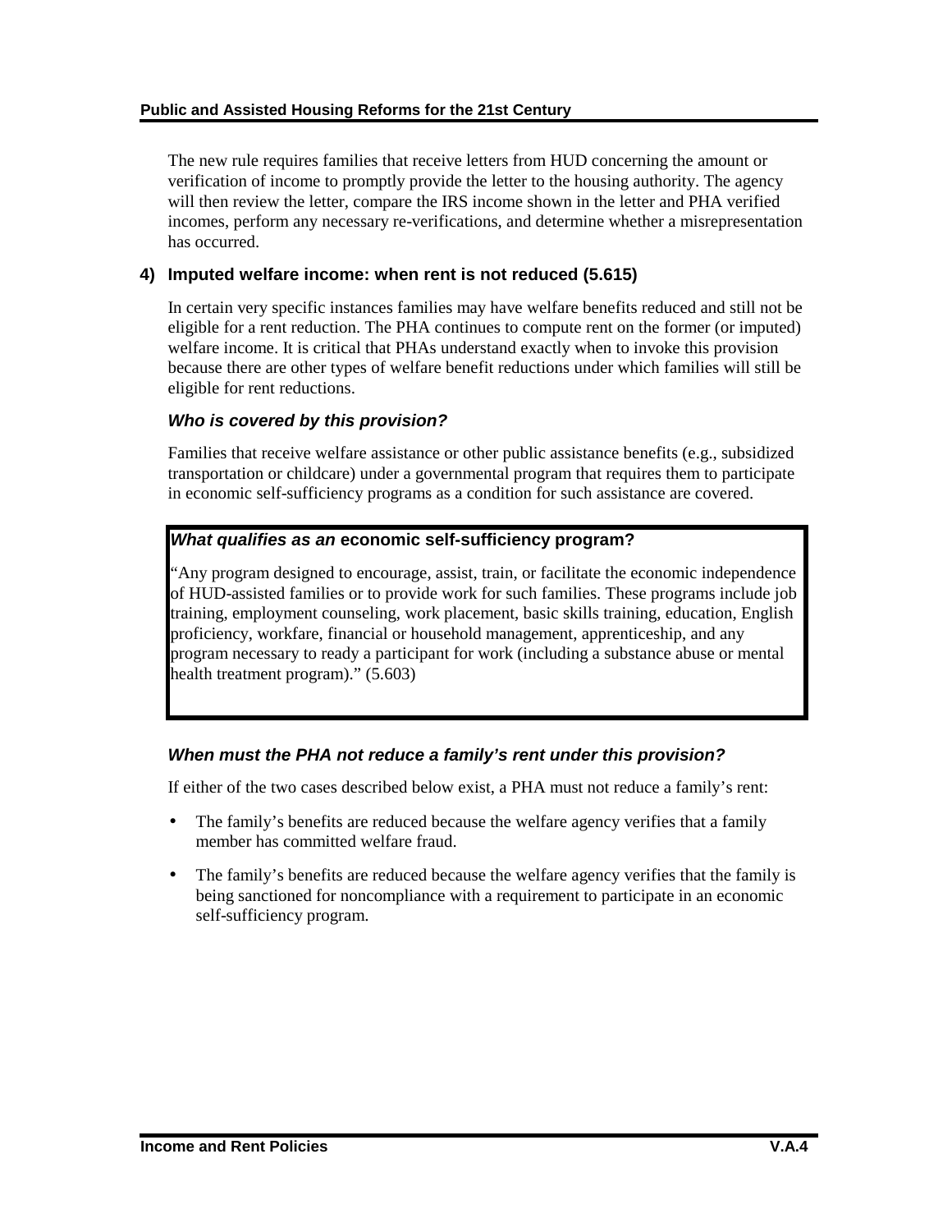The new rule requires families that receive letters from HUD concerning the amount or verification of income to promptly provide the letter to the housing authority. The agency will then review the letter, compare the IRS income shown in the letter and PHA verified incomes, perform any necessary re-verifications, and determine whether a misrepresentation has occurred.

### 4) Imputed welfare income: when rent is not reduced (5.615)

In certain very specific instances families may have welfare benefits reduced and still not be eligible for a rent reduction. The PHA continues to compute rent on the former (or imputed) welfare income. It is critical that PHAs understand exactly when to invoke this provision because there are other types of welfare benefit reductions under which families will still be eligible for rent reductions.

#### *Who is covered by this provision?*

Families that receive welfare assistance or other public assistance benefits (e.g., subsidized transportation or childcare) under a governmental program that requires them to participate in economic self-sufficiency programs as a condition for such assistance are covered.

> ***What qualifies as an* economic self-sufficiency program?**
>
> "Any program designed to encourage, assist, train, or facilitate the economic independence of HUD-assisted families or to provide work for such families. These programs include job training, employment counseling, work placement, basic skills training, education, English proficiency, workfare, financial or household management, apprenticeship, and any program necessary to ready a participant for work (including a substance abuse or mental health treatment program)." (5.603)

#### *When must the PHA not reduce a family's rent under this provision?*

If either of the two cases described below exist, a PHA must not reduce a family's rent:

- The family's benefits are reduced because the welfare agency verifies that a family member has committed welfare fraud.
- The family's benefits are reduced because the welfare agency verifies that the family is being sanctioned for noncompliance with a requirement to participate in an economic self-sufficiency program.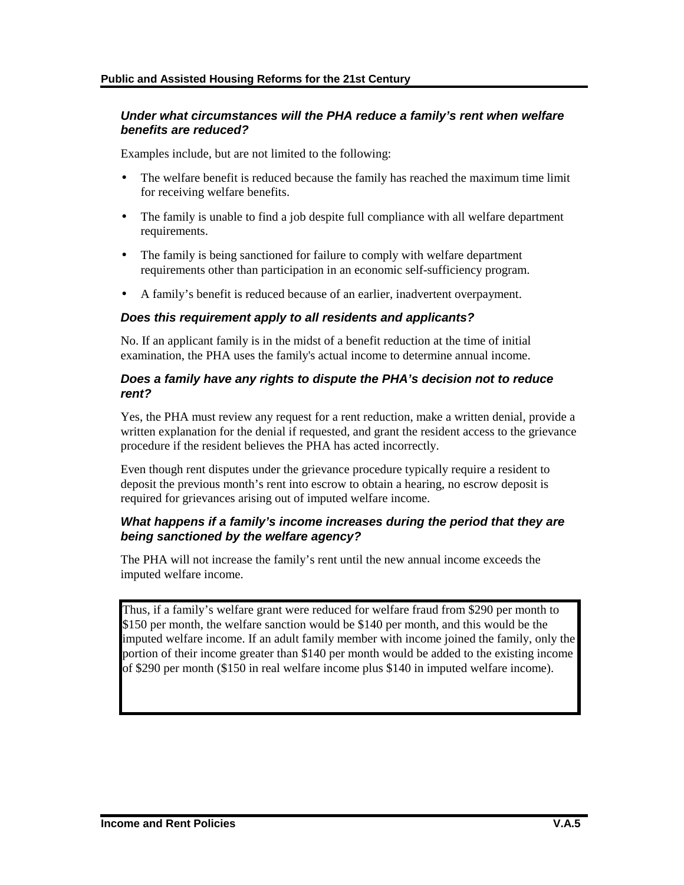### *Under what circumstances will the PHA reduce a family's rent when welfare benefits are reduced?*

Examples include, but are not limited to the following:

- The welfare benefit is reduced because the family has reached the maximum time limit for receiving welfare benefits.
- The family is unable to find a job despite full compliance with all welfare department requirements.
- The family is being sanctioned for failure to comply with welfare department requirements other than participation in an economic self-sufficiency program.
- A family's benefit is reduced because of an earlier, inadvertent overpayment.

### *Does this requirement apply to all residents and applicants?*

No. If an applicant family is in the midst of a benefit reduction at the time of initial examination, the PHA uses the family's actual income to determine annual income.

### *Does a family have any rights to dispute the PHA's decision not to reduce rent?*

Yes, the PHA must review any request for a rent reduction, make a written denial, provide a written explanation for the denial if requested, and grant the resident access to the grievance procedure if the resident believes the PHA has acted incorrectly.

Even though rent disputes under the grievance procedure typically require a resident to deposit the previous month's rent into escrow to obtain a hearing, no escrow deposit is required for grievances arising out of imputed welfare income.

### *What happens if a family's income increases during the period that they are being sanctioned by the welfare agency?*

The PHA will not increase the family's rent until the new annual income exceeds the imputed welfare income.

> Thus, if a family's welfare grant were reduced for welfare fraud from $290 per month to $150 per month, the welfare sanction would be $140 per month, and this would be the imputed welfare income. If an adult family member with income joined the family, only the portion of their income greater than $140 per month would be added to the existing income of $290 per month ($150 in real welfare income plus $140 in imputed welfare income).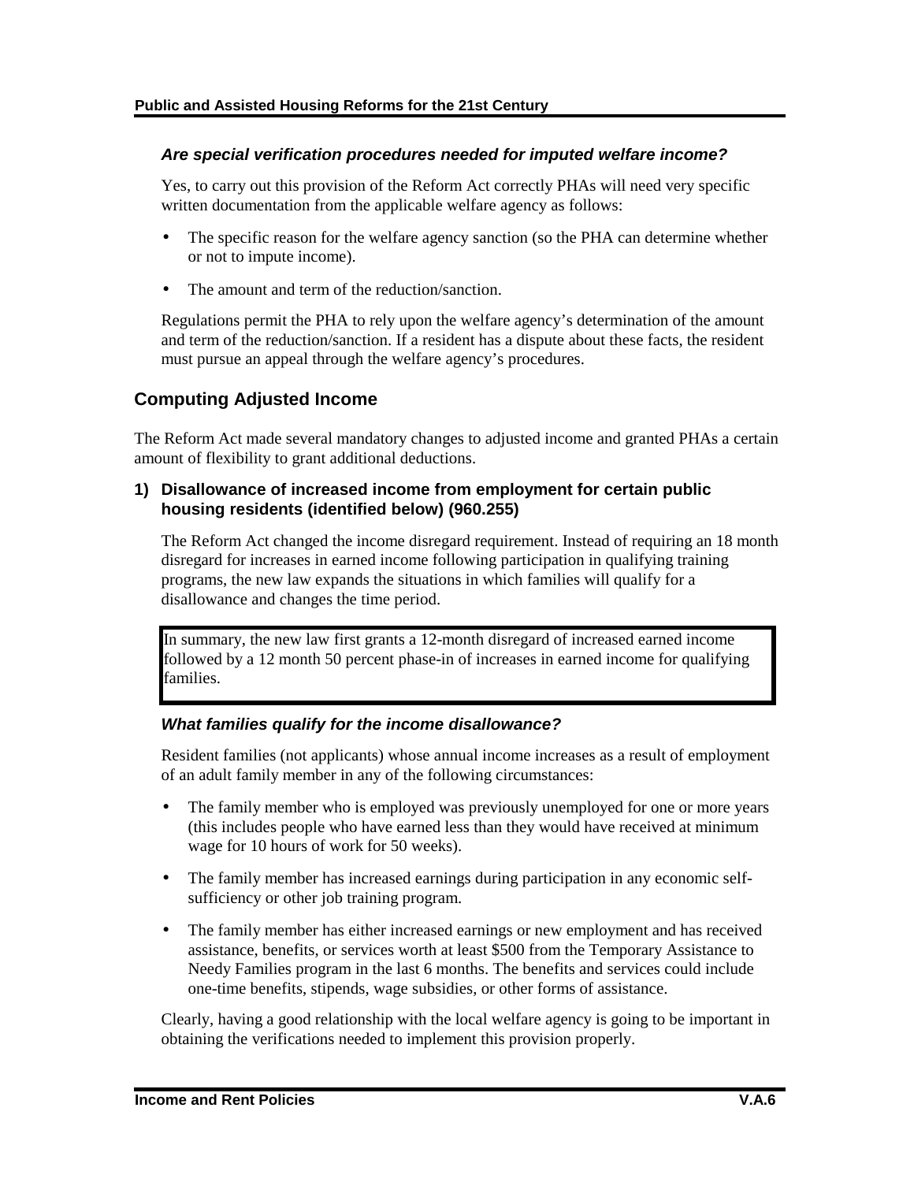### *Are special verification procedures needed for imputed welfare income?*

Yes, to carry out this provision of the Reform Act correctly PHAs will need very specific written documentation from the applicable welfare agency as follows:

- The specific reason for the welfare agency sanction (so the PHA can determine whether or not to impute income).
- The amount and term of the reduction/sanction.

Regulations permit the PHA to rely upon the welfare agency's determination of the amount and term of the reduction/sanction. If a resident has a dispute about these facts, the resident must pursue an appeal through the welfare agency's procedures.

## Computing Adjusted Income

The Reform Act made several mandatory changes to adjusted income and granted PHAs a certain amount of flexibility to grant additional deductions.

### 1) Disallowance of increased income from employment for certain public housing residents (identified below) (960.255)

The Reform Act changed the income disregard requirement. Instead of requiring an 18 month disregard for increases in earned income following participation in qualifying training programs, the new law expands the situations in which families will qualify for a disallowance and changes the time period.

> In summary, the new law first grants a 12-month disregard of increased earned income followed by a 12 month 50 percent phase-in of increases in earned income for qualifying families.

### *What families qualify for the income disallowance?*

Resident families (not applicants) whose annual income increases as a result of employment of an adult family member in any of the following circumstances:

- The family member who is employed was previously unemployed for one or more years (this includes people who have earned less than they would have received at minimum wage for 10 hours of work for 50 weeks).
- The family member has increased earnings during participation in any economic self-sufficiency or other job training program.
- The family member has either increased earnings or new employment and has received assistance, benefits, or services worth at least $500 from the Temporary Assistance to Needy Families program in the last 6 months. The benefits and services could include one-time benefits, stipends, wage subsidies, or other forms of assistance.

Clearly, having a good relationship with the local welfare agency is going to be important in obtaining the verifications needed to implement this provision properly.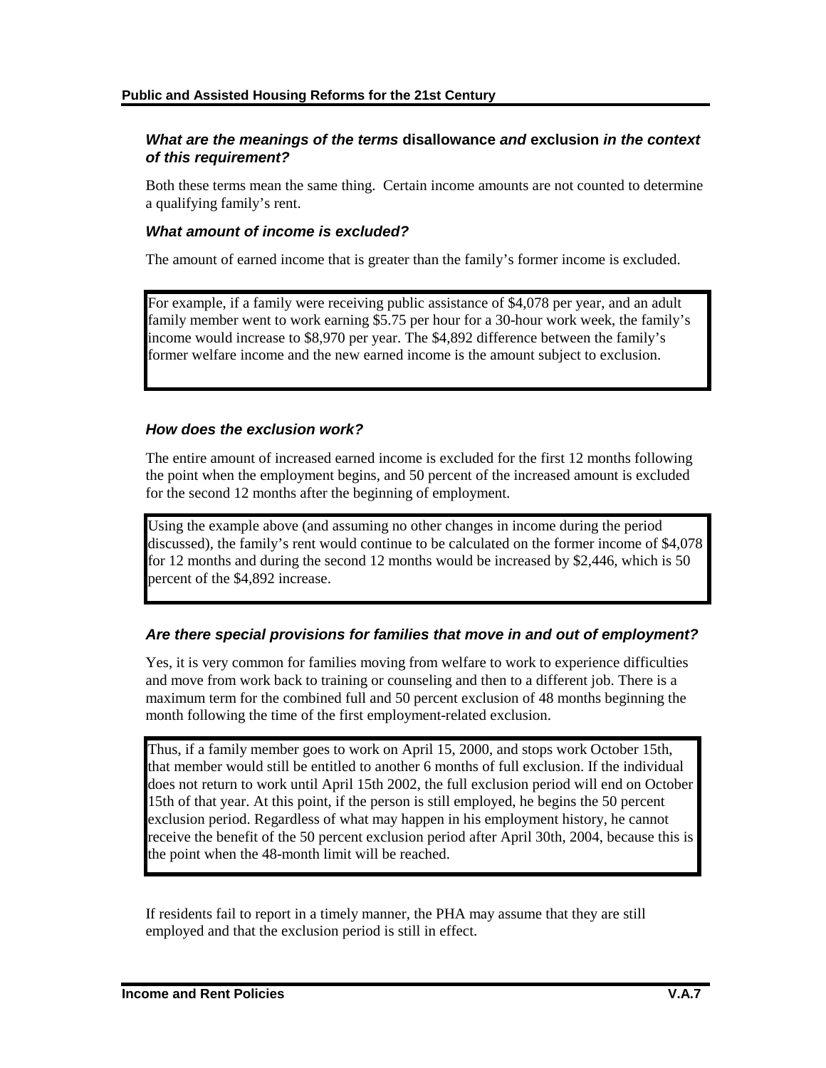### *What are the meanings of the terms* disallowance *and* exclusion *in the context of this requirement?*

Both these terms mean the same thing. Certain income amounts are not counted to determine a qualifying family's rent.

### *What amount of income is excluded?*

The amount of earned income that is greater than the family's former income is excluded.

> For example, if a family were receiving public assistance of $4,078 per year, and an adult family member went to work earning $5.75 per hour for a 30-hour work week, the family's income would increase to $8,970 per year. The $4,892 difference between the family's former welfare income and the new earned income is the amount subject to exclusion.

### *How does the exclusion work?*

The entire amount of increased earned income is excluded for the first 12 months following the point when the employment begins, and 50 percent of the increased amount is excluded for the second 12 months after the beginning of employment.

> Using the example above (and assuming no other changes in income during the period discussed), the family's rent would continue to be calculated on the former income of $4,078 for 12 months and during the second 12 months would be increased by $2,446, which is 50 percent of the $4,892 increase.

### *Are there special provisions for families that move in and out of employment?*

Yes, it is very common for families moving from welfare to work to experience difficulties and move from work back to training or counseling and then to a different job. There is a maximum term for the combined full and 50 percent exclusion of 48 months beginning the month following the time of the first employment-related exclusion.

> Thus, if a family member goes to work on April 15, 2000, and stops work October 15th, that member would still be entitled to another 6 months of full exclusion. If the individual does not return to work until April 15th 2002, the full exclusion period will end on October 15th of that year. At this point, if the person is still employed, he begins the 50 percent exclusion period. Regardless of what may happen in his employment history, he cannot receive the benefit of the 50 percent exclusion period after April 30th, 2004, because this is the point when the 48-month limit will be reached.

If residents fail to report in a timely manner, the PHA may assume that they are still employed and that the exclusion period is still in effect.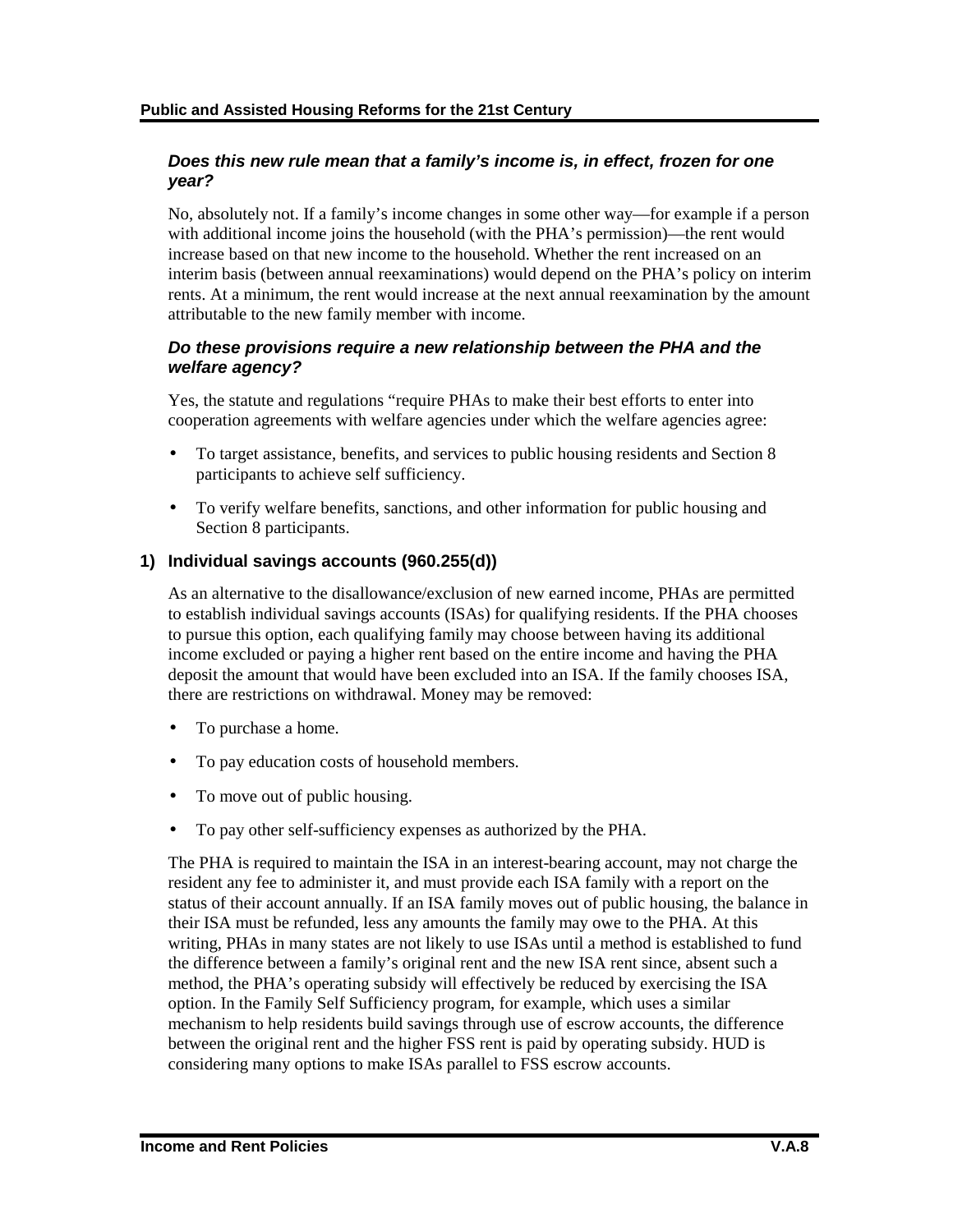### *Does this new rule mean that a family's income is, in effect, frozen for one year?*

No, absolutely not. If a family's income changes in some other way—for example if a person with additional income joins the household (with the PHA's permission)—the rent would increase based on that new income to the household. Whether the rent increased on an interim basis (between annual reexaminations) would depend on the PHA's policy on interim rents. At a minimum, the rent would increase at the next annual reexamination by the amount attributable to the new family member with income.

### *Do these provisions require a new relationship between the PHA and the welfare agency?*

Yes, the statute and regulations "require PHAs to make their best efforts to enter into cooperation agreements with welfare agencies under which the welfare agencies agree:

- To target assistance, benefits, and services to public housing residents and Section 8 participants to achieve self sufficiency.
- To verify welfare benefits, sanctions, and other information for public housing and Section 8 participants.

## 1) Individual savings accounts (960.255(d))

As an alternative to the disallowance/exclusion of new earned income, PHAs are permitted to establish individual savings accounts (ISAs) for qualifying residents. If the PHA chooses to pursue this option, each qualifying family may choose between having its additional income excluded or paying a higher rent based on the entire income and having the PHA deposit the amount that would have been excluded into an ISA. If the family chooses ISA, there are restrictions on withdrawal. Money may be removed:

- To purchase a home.
- To pay education costs of household members.
- To move out of public housing.
- To pay other self-sufficiency expenses as authorized by the PHA.

The PHA is required to maintain the ISA in an interest-bearing account, may not charge the resident any fee to administer it, and must provide each ISA family with a report on the status of their account annually. If an ISA family moves out of public housing, the balance in their ISA must be refunded, less any amounts the family may owe to the PHA. At this writing, PHAs in many states are not likely to use ISAs until a method is established to fund the difference between a family's original rent and the new ISA rent since, absent such a method, the PHA's operating subsidy will effectively be reduced by exercising the ISA option. In the Family Self Sufficiency program, for example, which uses a similar mechanism to help residents build savings through use of escrow accounts, the difference between the original rent and the higher FSS rent is paid by operating subsidy. HUD is considering many options to make ISAs parallel to FSS escrow accounts.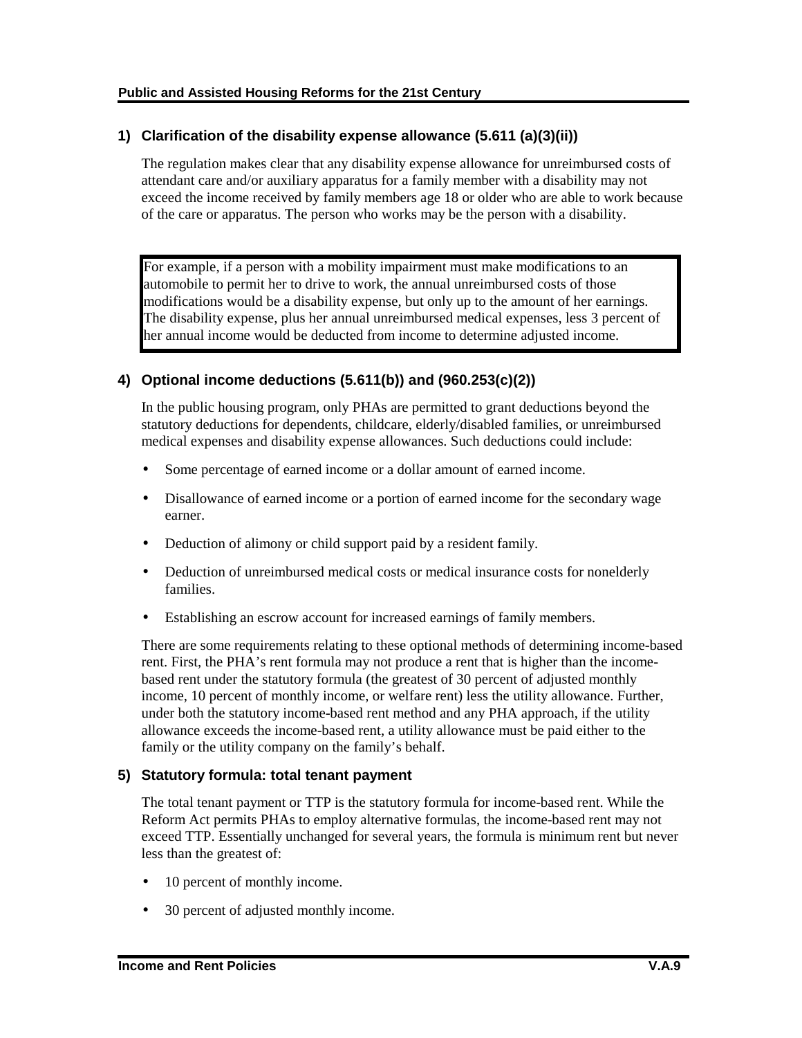### 1) Clarification of the disability expense allowance (5.611 (a)(3)(ii))

The regulation makes clear that any disability expense allowance for unreimbursed costs of attendant care and/or auxiliary apparatus for a family member with a disability may not exceed the income received by family members age 18 or older who are able to work because of the care or apparatus. The person who works may be the person with a disability.

> For example, if a person with a mobility impairment must make modifications to an automobile to permit her to drive to work, the annual unreimbursed costs of those modifications would be a disability expense, but only up to the amount of her earnings. The disability expense, plus her annual unreimbursed medical expenses, less 3 percent of her annual income would be deducted from income to determine adjusted income.

### 4) Optional income deductions (5.611(b)) and (960.253(c)(2))

In the public housing program, only PHAs are permitted to grant deductions beyond the statutory deductions for dependents, childcare, elderly/disabled families, or unreimbursed medical expenses and disability expense allowances. Such deductions could include:

- Some percentage of earned income or a dollar amount of earned income.
- Disallowance of earned income or a portion of earned income for the secondary wage earner.
- Deduction of alimony or child support paid by a resident family.
- Deduction of unreimbursed medical costs or medical insurance costs for nonelderly families.
- Establishing an escrow account for increased earnings of family members.

There are some requirements relating to these optional methods of determining income-based rent. First, the PHA's rent formula may not produce a rent that is higher than the income-based rent under the statutory formula (the greatest of 30 percent of adjusted monthly income, 10 percent of monthly income, or welfare rent) less the utility allowance. Further, under both the statutory income-based rent method and any PHA approach, if the utility allowance exceeds the income-based rent, a utility allowance must be paid either to the family or the utility company on the family's behalf.

### 5) Statutory formula: total tenant payment

The total tenant payment or TTP is the statutory formula for income-based rent. While the Reform Act permits PHAs to employ alternative formulas, the income-based rent may not exceed TTP. Essentially unchanged for several years, the formula is minimum rent but never less than the greatest of:

- 10 percent of monthly income.
- 30 percent of adjusted monthly income.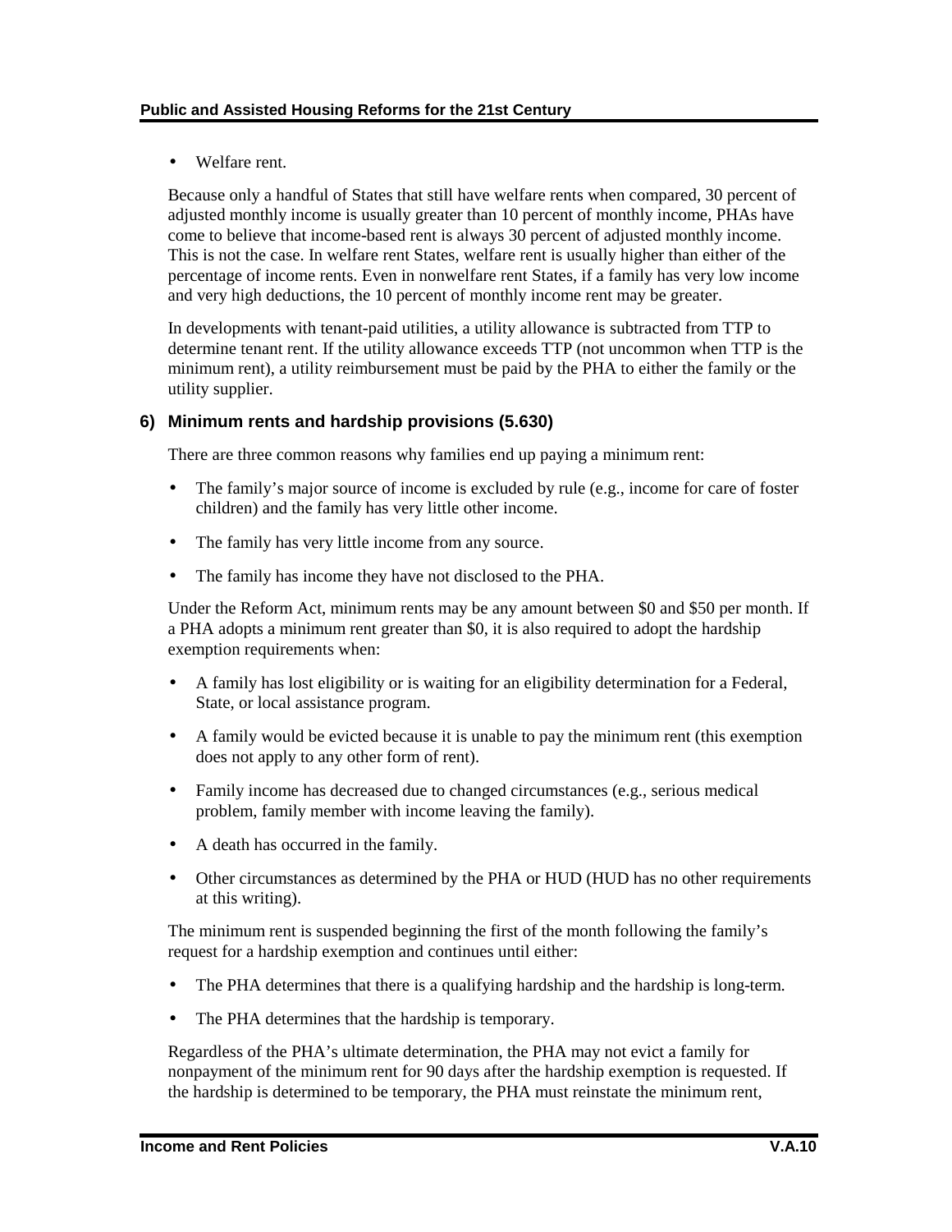- Welfare rent.

Because only a handful of States that still have welfare rents when compared, 30 percent of adjusted monthly income is usually greater than 10 percent of monthly income, PHAs have come to believe that income-based rent is always 30 percent of adjusted monthly income. This is not the case. In welfare rent States, welfare rent is usually higher than either of the percentage of income rents. Even in nonwelfare rent States, if a family has very low income and very high deductions, the 10 percent of monthly income rent may be greater.

In developments with tenant-paid utilities, a utility allowance is subtracted from TTP to determine tenant rent. If the utility allowance exceeds TTP (not uncommon when TTP is the minimum rent), a utility reimbursement must be paid by the PHA to either the family or the utility supplier.

### 6) Minimum rents and hardship provisions (5.630)

There are three common reasons why families end up paying a minimum rent:

- The family's major source of income is excluded by rule (e.g., income for care of foster children) and the family has very little other income.
- The family has very little income from any source.
- The family has income they have not disclosed to the PHA.

Under the Reform Act, minimum rents may be any amount between $0 and $50 per month. If a PHA adopts a minimum rent greater than $0, it is also required to adopt the hardship exemption requirements when:

- A family has lost eligibility or is waiting for an eligibility determination for a Federal, State, or local assistance program.
- A family would be evicted because it is unable to pay the minimum rent (this exemption does not apply to any other form of rent).
- Family income has decreased due to changed circumstances (e.g., serious medical problem, family member with income leaving the family).
- A death has occurred in the family.
- Other circumstances as determined by the PHA or HUD (HUD has no other requirements at this writing).

The minimum rent is suspended beginning the first of the month following the family's request for a hardship exemption and continues until either:

- The PHA determines that there is a qualifying hardship and the hardship is long-term.
- The PHA determines that the hardship is temporary.

Regardless of the PHA's ultimate determination, the PHA may not evict a family for nonpayment of the minimum rent for 90 days after the hardship exemption is requested. If the hardship is determined to be temporary, the PHA must reinstate the minimum rent,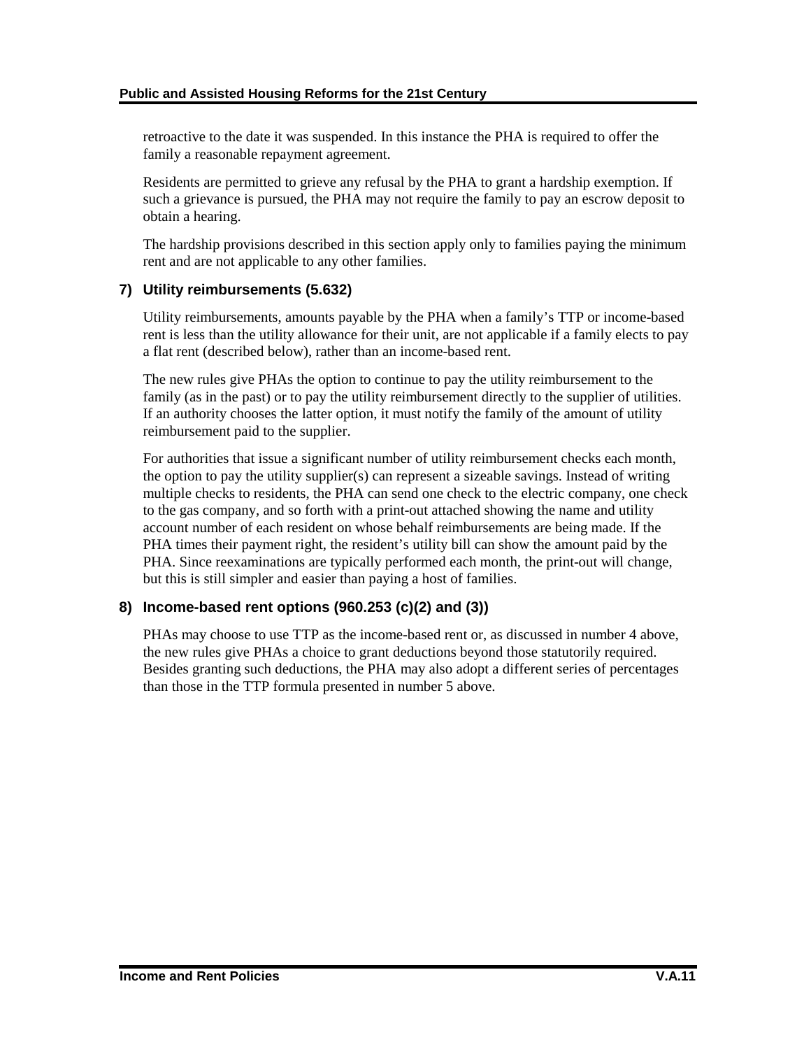retroactive to the date it was suspended. In this instance the PHA is required to offer the family a reasonable repayment agreement.

Residents are permitted to grieve any refusal by the PHA to grant a hardship exemption. If such a grievance is pursued, the PHA may not require the family to pay an escrow deposit to obtain a hearing.

The hardship provisions described in this section apply only to families paying the minimum rent and are not applicable to any other families.

### 7) Utility reimbursements (5.632)

Utility reimbursements, amounts payable by the PHA when a family's TTP or income-based rent is less than the utility allowance for their unit, are not applicable if a family elects to pay a flat rent (described below), rather than an income-based rent.

The new rules give PHAs the option to continue to pay the utility reimbursement to the family (as in the past) or to pay the utility reimbursement directly to the supplier of utilities. If an authority chooses the latter option, it must notify the family of the amount of utility reimbursement paid to the supplier.

For authorities that issue a significant number of utility reimbursement checks each month, the option to pay the utility supplier(s) can represent a sizeable savings. Instead of writing multiple checks to residents, the PHA can send one check to the electric company, one check to the gas company, and so forth with a print-out attached showing the name and utility account number of each resident on whose behalf reimbursements are being made. If the PHA times their payment right, the resident's utility bill can show the amount paid by the PHA. Since reexaminations are typically performed each month, the print-out will change, but this is still simpler and easier than paying a host of families.

### 8) Income-based rent options (960.253 (c)(2) and (3))

PHAs may choose to use TTP as the income-based rent or, as discussed in number 4 above, the new rules give PHAs a choice to grant deductions beyond those statutorily required. Besides granting such deductions, the PHA may also adopt a different series of percentages than those in the TTP formula presented in number 5 above.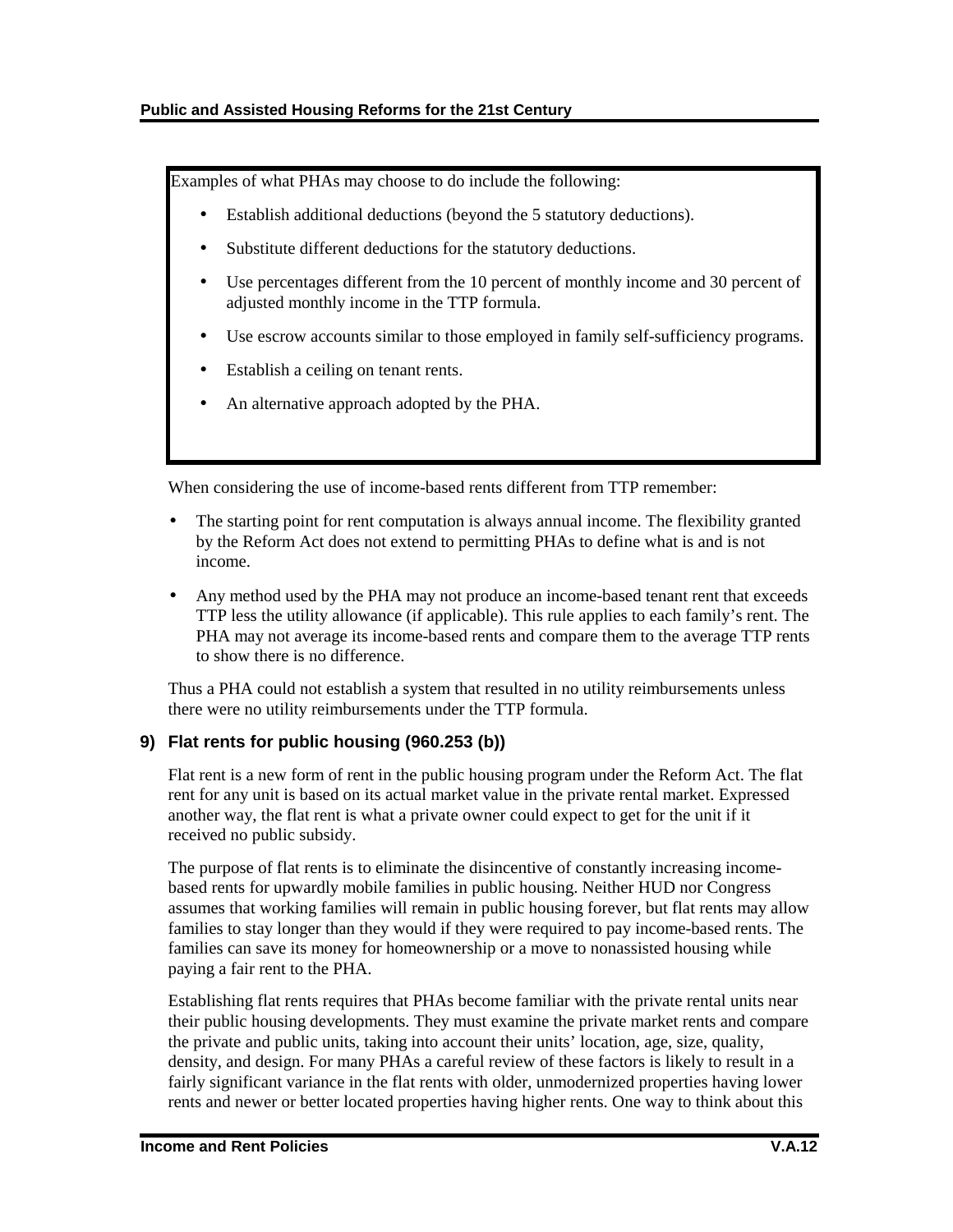Examples of what PHAs may choose to do include the following:

- Establish additional deductions (beyond the 5 statutory deductions).
- Substitute different deductions for the statutory deductions.
- Use percentages different from the 10 percent of monthly income and 30 percent of adjusted monthly income in the TTP formula.
- Use escrow accounts similar to those employed in family self-sufficiency programs.
- Establish a ceiling on tenant rents.
- An alternative approach adopted by the PHA.

When considering the use of income-based rents different from TTP remember:

- The starting point for rent computation is always annual income. The flexibility granted by the Reform Act does not extend to permitting PHAs to define what is and is not income.
- Any method used by the PHA may not produce an income-based tenant rent that exceeds TTP less the utility allowance (if applicable). This rule applies to each family's rent. The PHA may not average its income-based rents and compare them to the average TTP rents to show there is no difference.

Thus a PHA could not establish a system that resulted in no utility reimbursements unless there were no utility reimbursements under the TTP formula.

### 9) Flat rents for public housing (960.253 (b))

Flat rent is a new form of rent in the public housing program under the Reform Act. The flat rent for any unit is based on its actual market value in the private rental market. Expressed another way, the flat rent is what a private owner could expect to get for the unit if it received no public subsidy.

The purpose of flat rents is to eliminate the disincentive of constantly increasing income-based rents for upwardly mobile families in public housing. Neither HUD nor Congress assumes that working families will remain in public housing forever, but flat rents may allow families to stay longer than they would if they were required to pay income-based rents. The families can save its money for homeownership or a move to nonassisted housing while paying a fair rent to the PHA.

Establishing flat rents requires that PHAs become familiar with the private rental units near their public housing developments. They must examine the private market rents and compare the private and public units, taking into account their units' location, age, size, quality, density, and design. For many PHAs a careful review of these factors is likely to result in a fairly significant variance in the flat rents with older, unmodernized properties having lower rents and newer or better located properties having higher rents. One way to think about this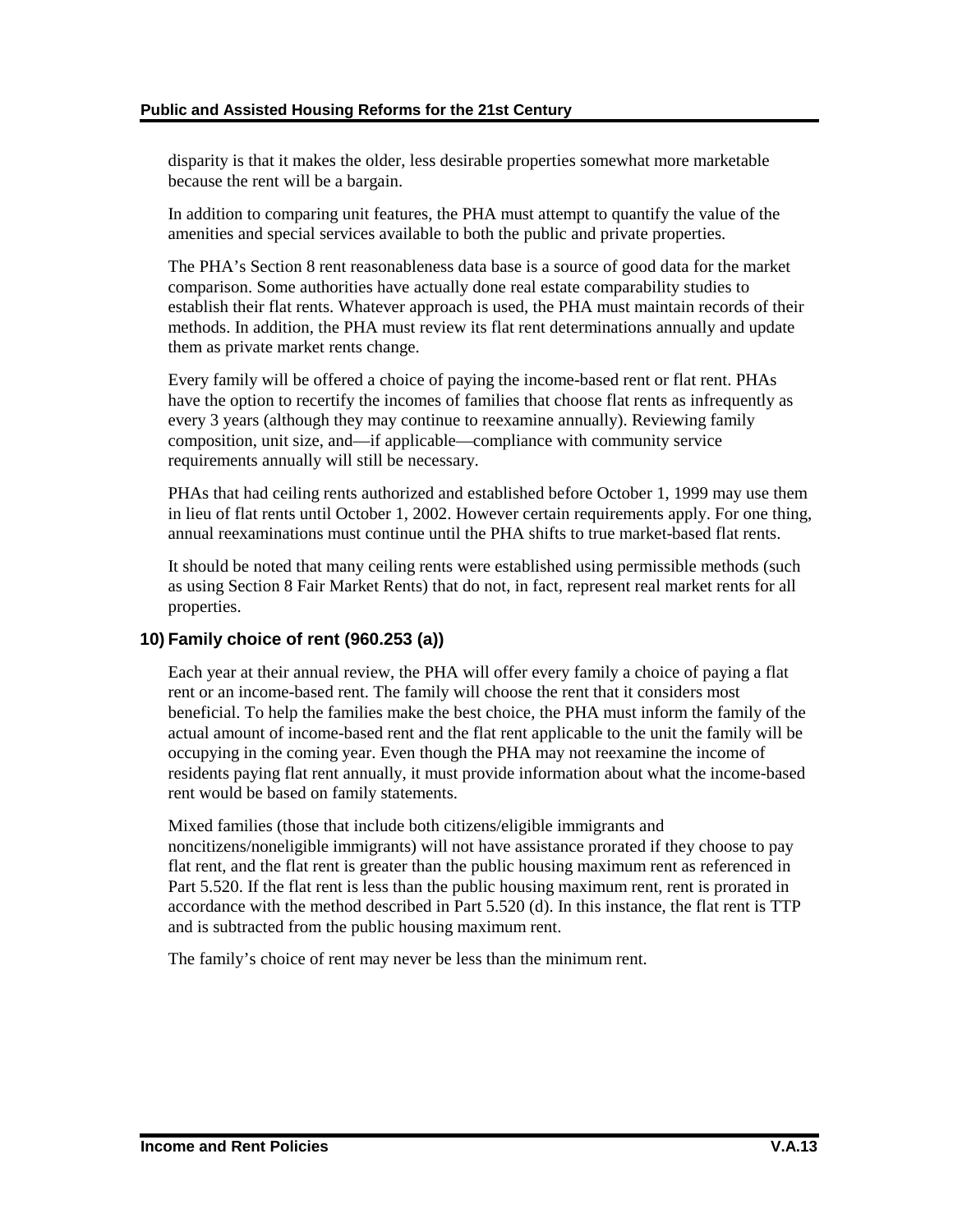disparity is that it makes the older, less desirable properties somewhat more marketable because the rent will be a bargain.

In addition to comparing unit features, the PHA must attempt to quantify the value of the amenities and special services available to both the public and private properties.

The PHA's Section 8 rent reasonableness data base is a source of good data for the market comparison. Some authorities have actually done real estate comparability studies to establish their flat rents. Whatever approach is used, the PHA must maintain records of their methods. In addition, the PHA must review its flat rent determinations annually and update them as private market rents change.

Every family will be offered a choice of paying the income-based rent or flat rent. PHAs have the option to recertify the incomes of families that choose flat rents as infrequently as every 3 years (although they may continue to reexamine annually). Reviewing family composition, unit size, and—if applicable—compliance with community service requirements annually will still be necessary.

PHAs that had ceiling rents authorized and established before October 1, 1999 may use them in lieu of flat rents until October 1, 2002. However certain requirements apply. For one thing, annual reexaminations must continue until the PHA shifts to true market-based flat rents.

It should be noted that many ceiling rents were established using permissible methods (such as using Section 8 Fair Market Rents) that do not, in fact, represent real market rents for all properties.

### 10) Family choice of rent (960.253 (a))

Each year at their annual review, the PHA will offer every family a choice of paying a flat rent or an income-based rent. The family will choose the rent that it considers most beneficial. To help the families make the best choice, the PHA must inform the family of the actual amount of income-based rent and the flat rent applicable to the unit the family will be occupying in the coming year. Even though the PHA may not reexamine the income of residents paying flat rent annually, it must provide information about what the income-based rent would be based on family statements.

Mixed families (those that include both citizens/eligible immigrants and noncitizens/noneligible immigrants) will not have assistance prorated if they choose to pay flat rent, and the flat rent is greater than the public housing maximum rent as referenced in Part 5.520. If the flat rent is less than the public housing maximum rent, rent is prorated in accordance with the method described in Part 5.520 (d). In this instance, the flat rent is TTP and is subtracted from the public housing maximum rent.

The family's choice of rent may never be less than the minimum rent.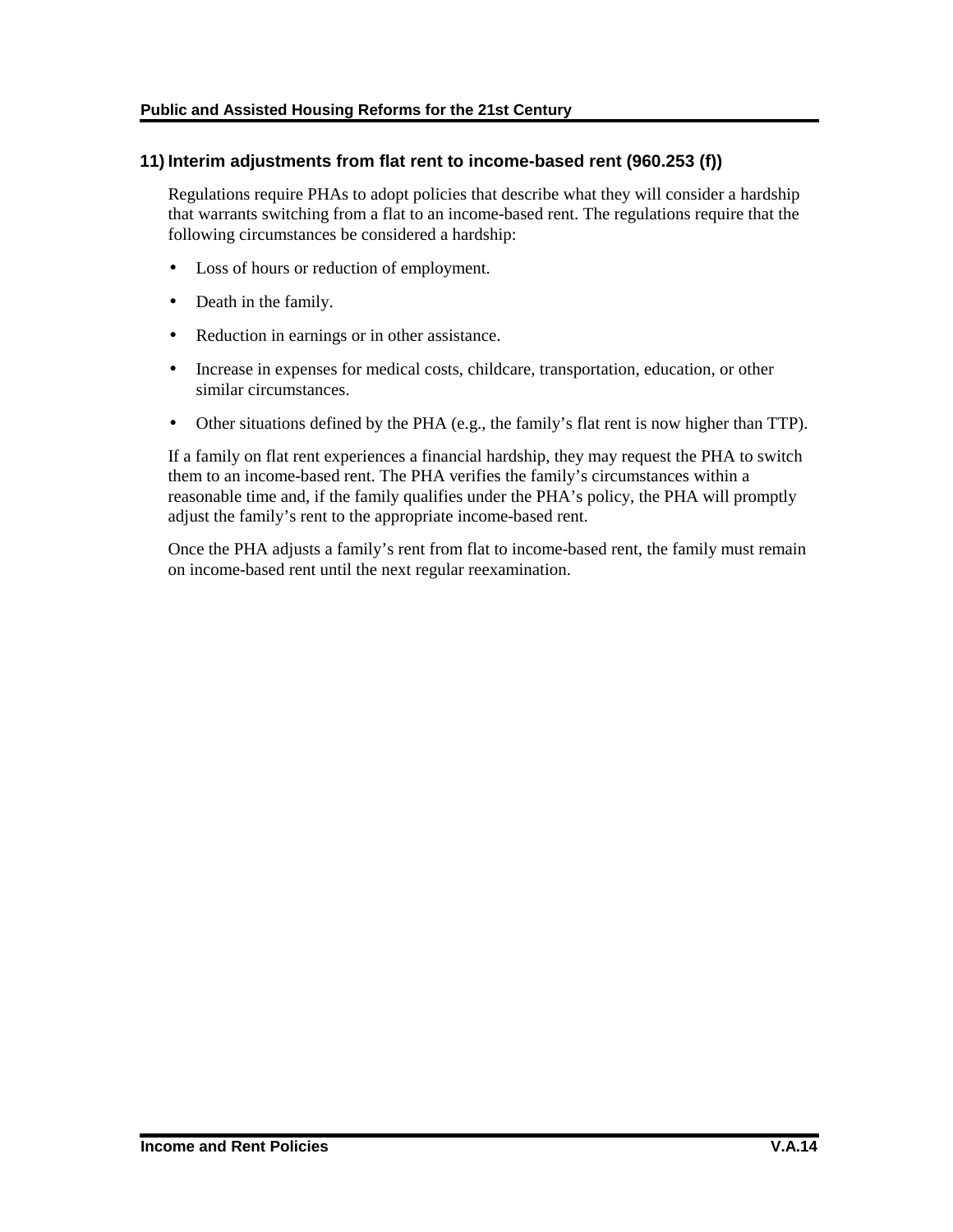### 11) Interim adjustments from flat rent to income-based rent (960.253 (f))

Regulations require PHAs to adopt policies that describe what they will consider a hardship that warrants switching from a flat to an income-based rent. The regulations require that the following circumstances be considered a hardship:

- Loss of hours or reduction of employment.
- Death in the family.
- Reduction in earnings or in other assistance.
- Increase in expenses for medical costs, childcare, transportation, education, or other similar circumstances.
- Other situations defined by the PHA (e.g., the family's flat rent is now higher than TTP).

If a family on flat rent experiences a financial hardship, they may request the PHA to switch them to an income-based rent. The PHA verifies the family's circumstances within a reasonable time and, if the family qualifies under the PHA's policy, the PHA will promptly adjust the family's rent to the appropriate income-based rent.

Once the PHA adjusts a family's rent from flat to income-based rent, the family must remain on income-based rent until the next regular reexamination.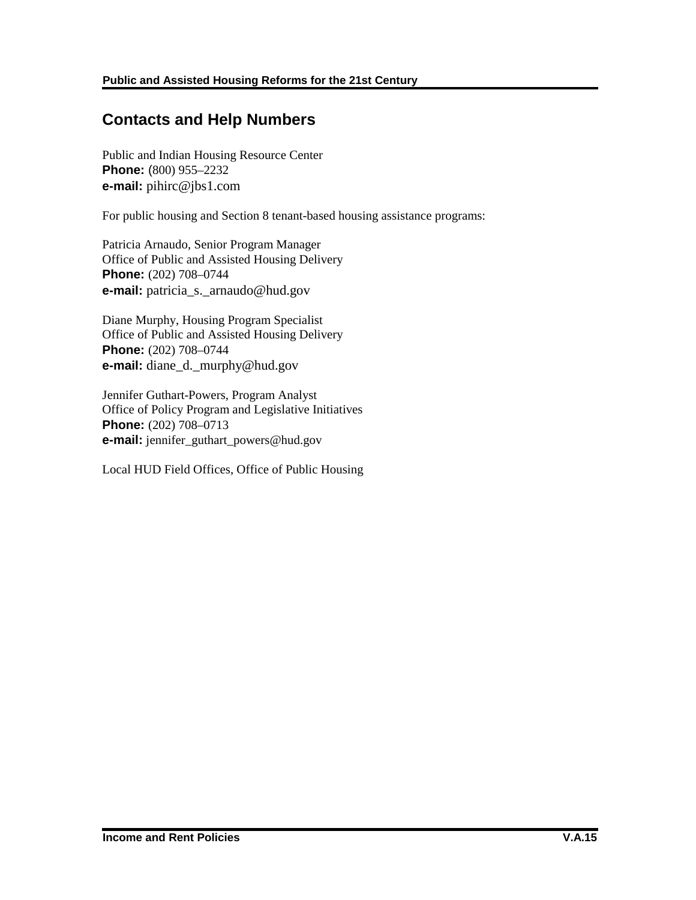## Contacts and Help Numbers

Public and Indian Housing Resource Center  
**Phone:** (800) 955–2232  
**e-mail:** pihirc@jbs1.com

For public housing and Section 8 tenant-based housing assistance programs:

Patricia Arnaudo, Senior Program Manager  
Office of Public and Assisted Housing Delivery  
**Phone:** (202) 708–0744  
**e-mail:** patricia_s._arnaudo@hud.gov

Diane Murphy, Housing Program Specialist  
Office of Public and Assisted Housing Delivery  
**Phone:** (202) 708–0744  
**e-mail:** diane_d._murphy@hud.gov

Jennifer Guthart-Powers, Program Analyst  
Office of Policy Program and Legislative Initiatives  
**Phone:** (202) 708–0713  
**e-mail:** jennifer_guthart_powers@hud.gov

Local HUD Field Offices, Office of Public Housing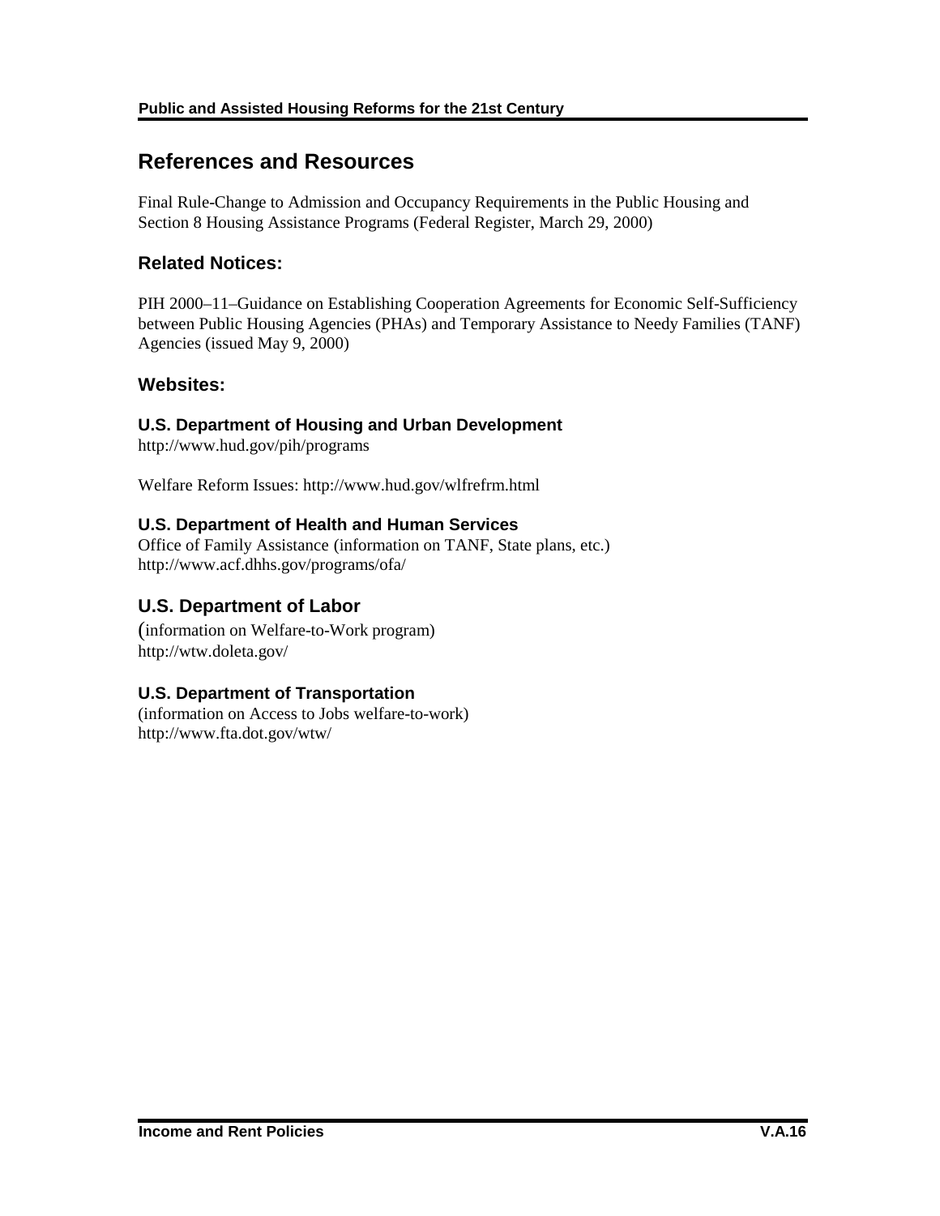## References and Resources

Final Rule-Change to Admission and Occupancy Requirements in the Public Housing and Section 8 Housing Assistance Programs (Federal Register, March 29, 2000)

### Related Notices:

PIH 2000–11–Guidance on Establishing Cooperation Agreements for Economic Self-Sufficiency between Public Housing Agencies (PHAs) and Temporary Assistance to Needy Families (TANF) Agencies (issued May 9, 2000)

### Websites:

#### U.S. Department of Housing and Urban Development

http://www.hud.gov/pih/programs

Welfare Reform Issues: http://www.hud.gov/wlfrefrm.html

#### U.S. Department of Health and Human Services

Office of Family Assistance (information on TANF, State plans, etc.)
http://www.acf.dhhs.gov/programs/ofa/

### U.S. Department of Labor

(information on Welfare-to-Work program)
http://wtw.doleta.gov/

#### U.S. Department of Transportation

(information on Access to Jobs welfare-to-work)
http://www.fta.dot.gov/wtw/